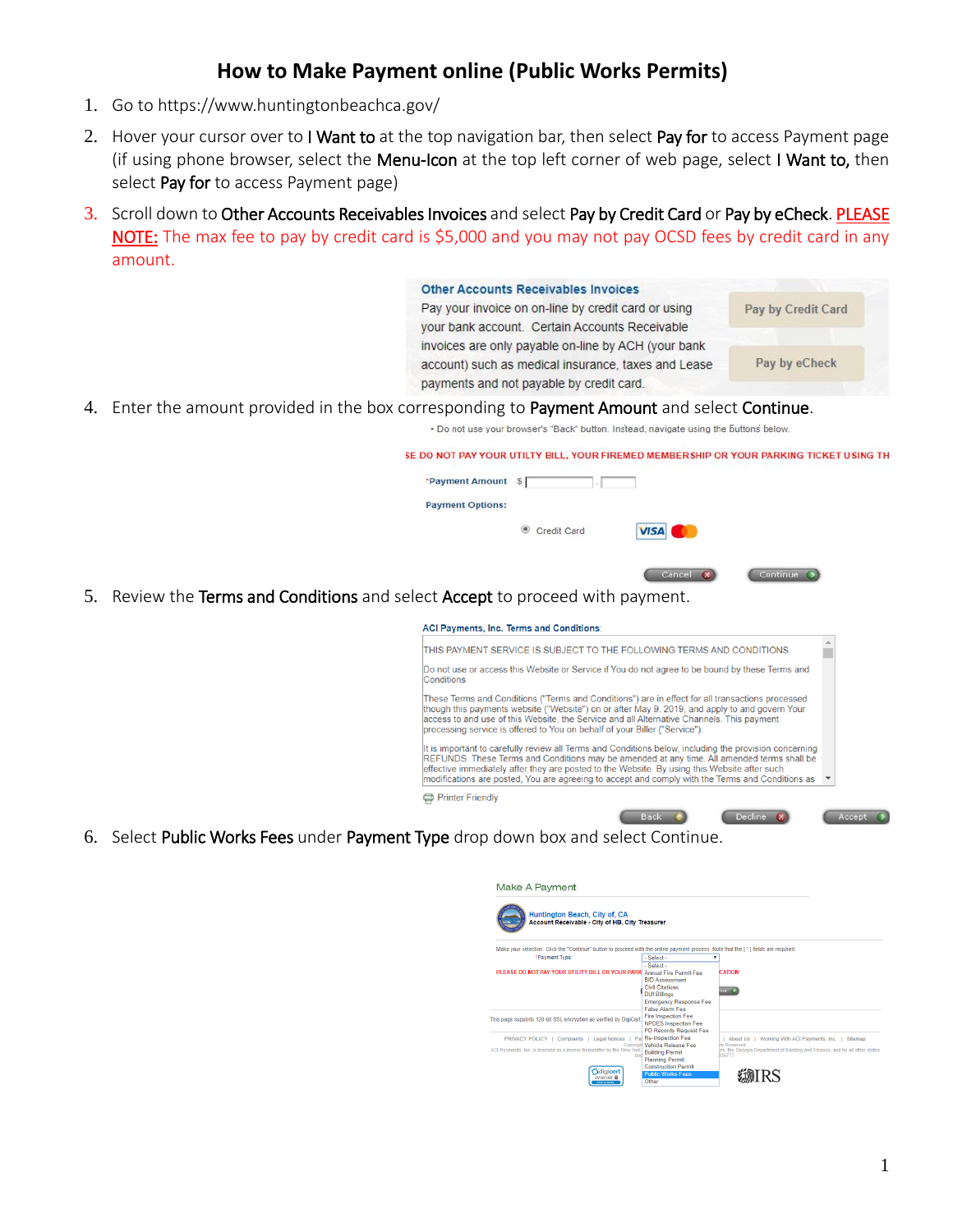# How to Make Payment online (Public Works Permits)

1. Go to https://www.huntingtonbeachca.gov/
2. Hover your cursor over to **I Want to** at the top navigation bar, then select **Pay for** to access Payment page (if using phone browser, select the **Menu-Icon** at the top left corner of web page, select **I Want to,** then select **Pay for** to access Payment page)
3. Scroll down to **Other Accounts Receivables Invoices** and select **Pay by Credit Card** or **Pay by eCheck**. PLEASE NOTE: The max fee to pay by credit card is $5,000 and you may not pay OCSD fees by credit card in any amount.

   Other Accounts Receivables Invoices
   Pay your invoice on on-line by credit card or using your bank account. Certain Accounts Receivable invoices are only payable on-line by ACH (your bank account) such as medical insurance, taxes and Lease payments and not payable by credit card.
   Pay by Credit Card
   Pay by eCheck

4. Enter the amount provided in the box corresponding to **Payment Amount** and select **Continue**.

   • Do not use your browser's "Back" button. Instead, navigate using the buttons below.
   SE DO NOT PAY YOUR UTILTY BILL, YOUR FIREMED MEMBERSHIP OR YOUR PARKING TICKET USING TH
   *Payment Amount $
   Payment Options:
   Credit Card
   Cancel Continue

5. Review the **Terms and Conditions** and select **Accept** to proceed with payment.

   ACI Payments, Inc. Terms and Conditions:
   THIS PAYMENT SERVICE IS SUBJECT TO THE FOLLOWING TERMS AND CONDITIONS
   Do not use or access this Website or Service if You do not agree to be bound by these Terms and Conditions
   These Terms and Conditions ("Terms and Conditions") are in effect for all transactions processed though this payments website ("Website") on or after May 9, 2019, and apply to and govern Your access to and use of this Website, the Service and all Alternative Channels. This payment processing service is offered to You on behalf of your Biller ("Service").
   It is important to carefully review all Terms and Conditions below, including the provision concerning REFUNDS. These Terms and Conditions may be amended at any time. All amended terms shall be effective immediately after they are posted to the Website. By using this Website after such modifications are posted, You are agreeing to accept and comply with the Terms and Conditions as
   Printer Friendly
   Back Decline Accept

6. Select **Public Works Fees** under **Payment Type** drop down box and select Continue.

   Make A Payment
   Huntington Beach, City of, CA
   Account Receivable - City of HB, City Treasurer
   Make your selection. Click the "Continue" button to proceed with the online payment process. Note that the [*] fields are required.
   *Payment Type: - Select -
   PLEASE DO NOT PAY YOUR UTILITY BILL OR YOUR PARK... CATION
   - Select -
   Annual Fire Permit Fee
   BID Assessment
   Civil Citations
   DUI Billings
   Emergency Response Fee
   False Alarm Fee
   Fire Inspection Fee
   NPDES Inspection Fee
   PD Records Request Fee
   Re-Inspection Fee
   Vehicle Release Fee
   Building Permit
   Planning Permit
   Construction Permit
   Public Works Fees
   Other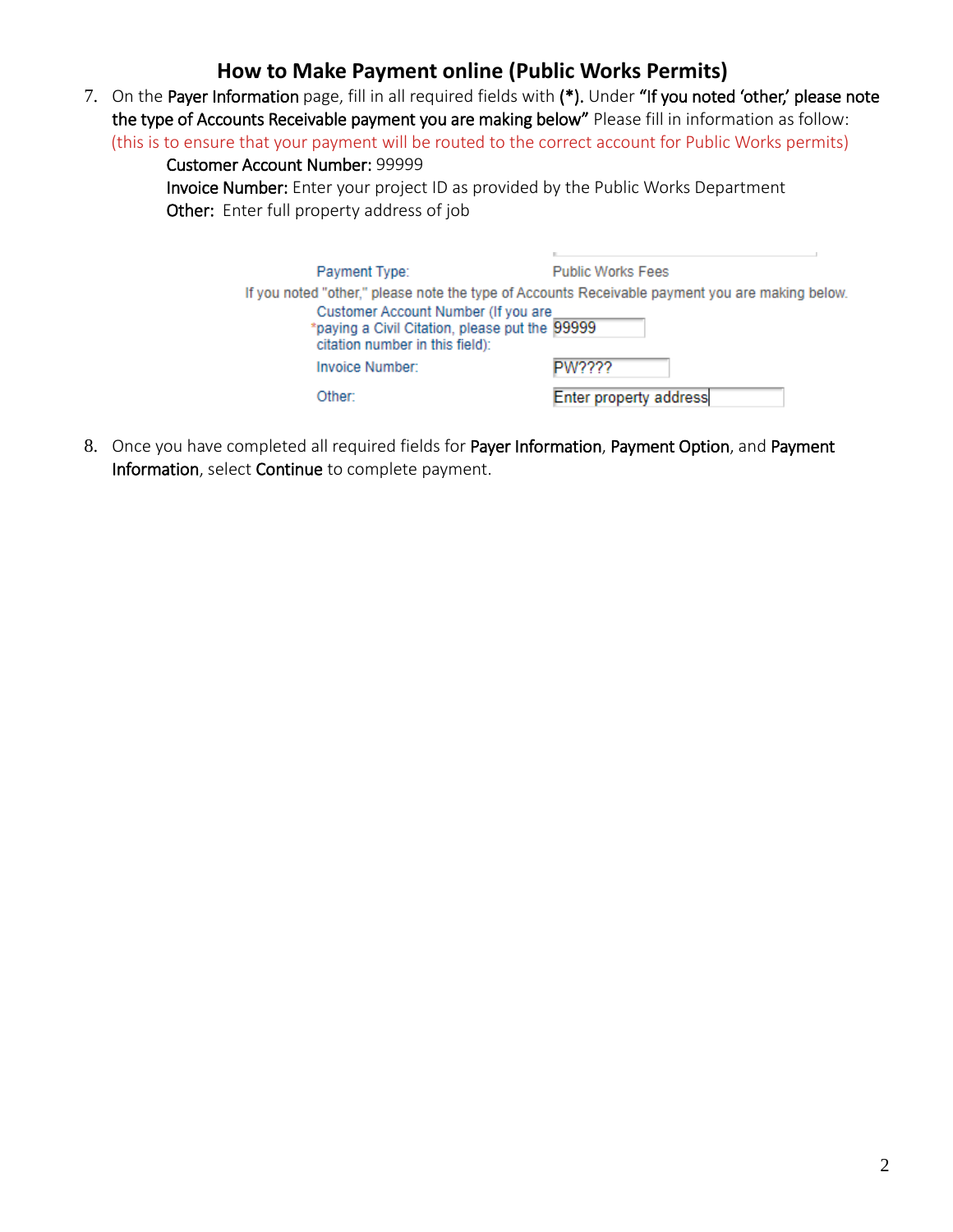## How to Make Payment online (Public Works Permits)

7. On the **Payer Information** page, fill in all required fields with **(*).** Under **"If you noted 'other,' please note the type of Accounts Receivable payment you are making below"** Please fill in information as follow: (this is to ensure that your payment will be routed to the correct account for Public Works permits)

   **Customer Account Number:** 99999
   **Invoice Number:** Enter your project ID as provided by the Public Works Department
   **Other:** Enter full property address of job

   Payment Type: Public Works Fees

   If you noted "other," please note the type of Accounts Receivable payment you are making below.

   | | |
   |---|---|
   | *Customer Account Number (If you are paying a Civil Citation, please put the citation number in this field): | 99999 |
   | Invoice Number: | PW???? |
   | Other: | Enter property address |

8. Once you have completed all required fields for **Payer Information**, **Payment Option**, and **Payment Information**, select **Continue** to complete payment.